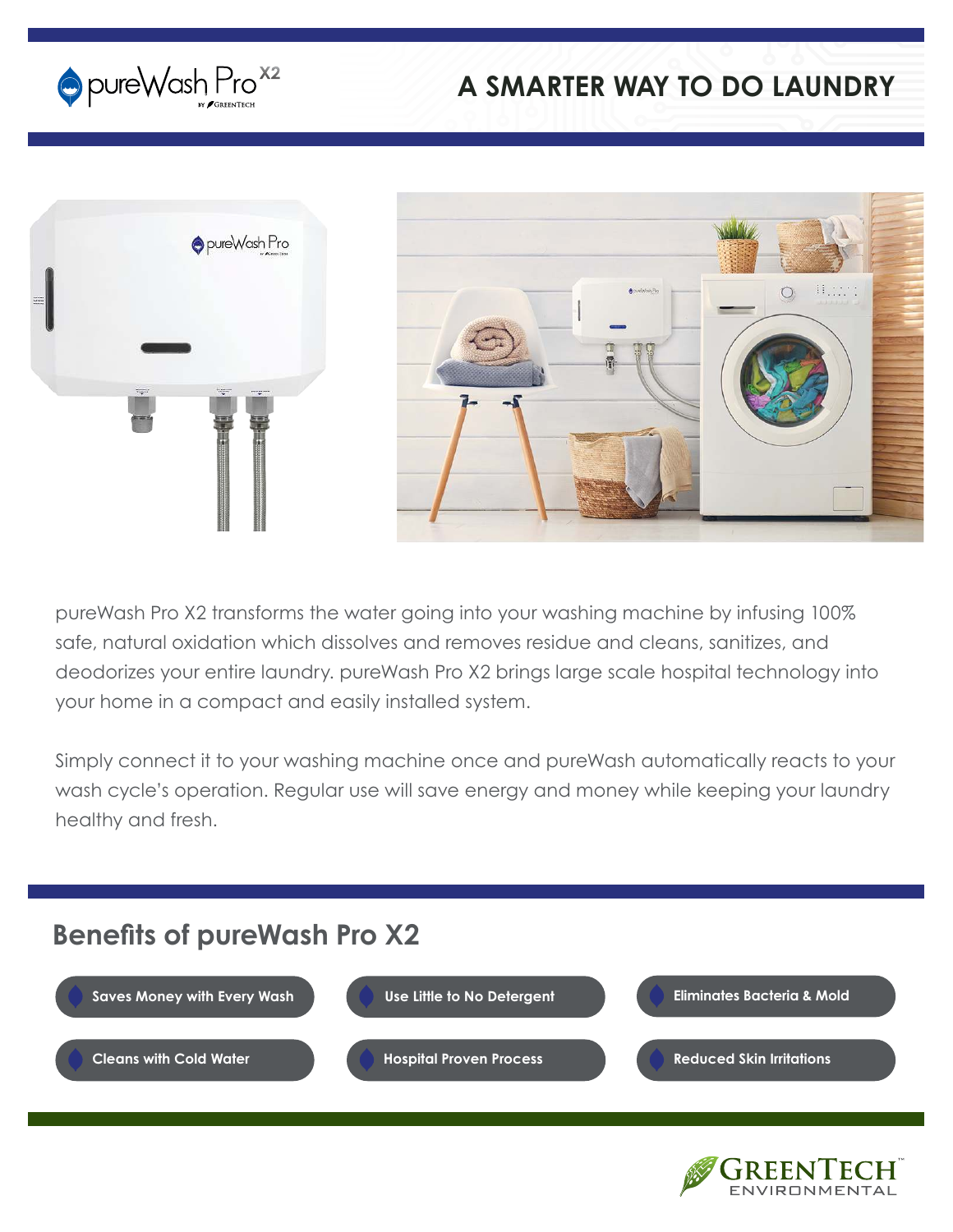pureWash Pro X2

# A SMARTER WAY TO DO LAUNDRY

pureWash Pro X2 transforms the water going into your washing machine by infusing 100% safe, natural oxidation which dissolves and removes residue and cleans, sanitizes, and deodorizes your entire laundry. pureWash Pro X2 brings large scale hospital technology into your home in a compact and easily installed system.

Simply connect it to your washing machine once and pureWash automatically reacts to your wash cycle's operation. Regular use will save energy and money while keeping your laundry healthy and fresh.

## Benefits of pureWash Pro X2

- Saves Money with Every Wash
- Use Little to No Detergent
- Eliminates Bacteria & Mold
- Cleans with Cold Water
- Hospital Proven Process
- Reduced Skin Irritations

GreenTech Environmental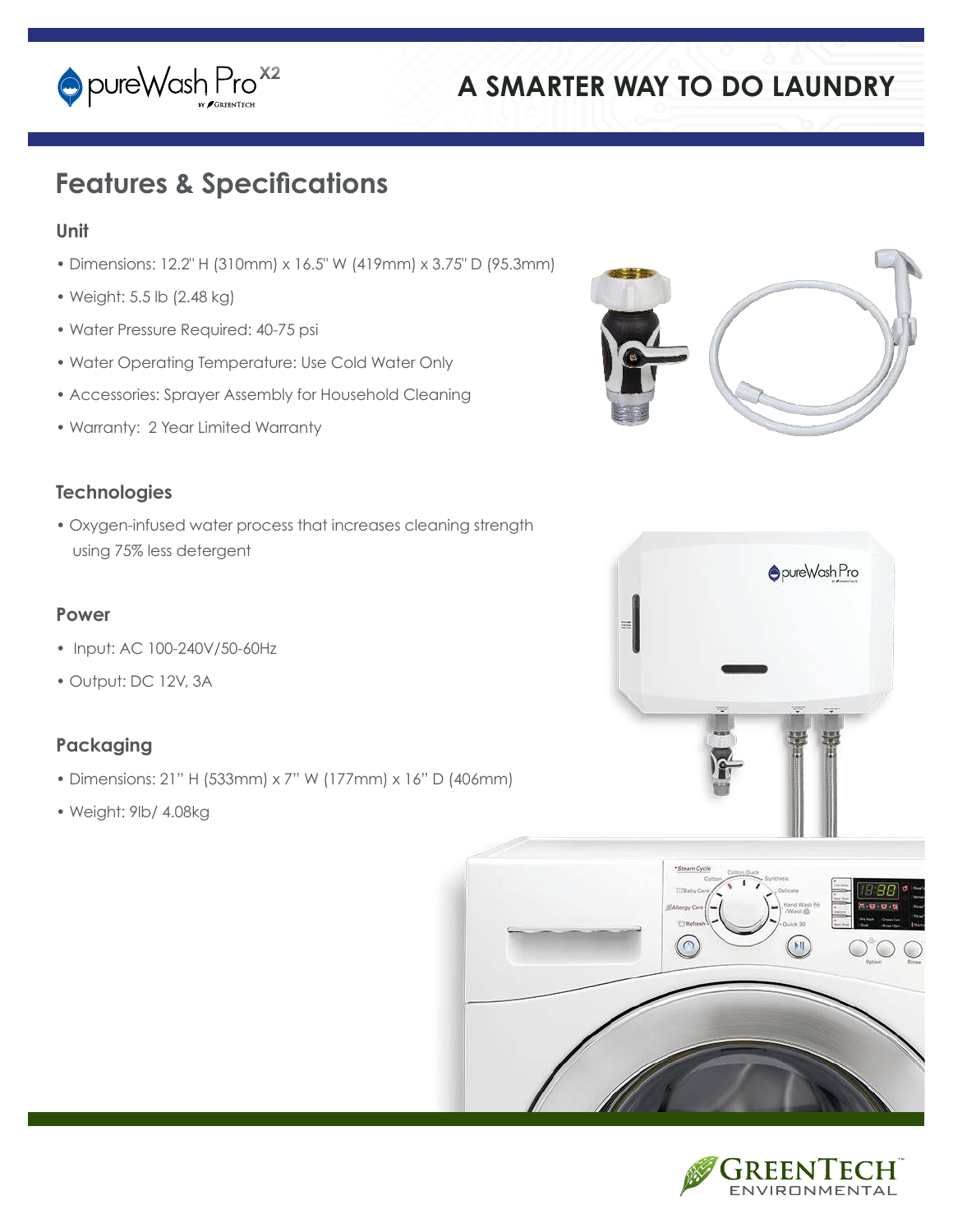# A SMARTER WAY TO DO LAUNDRY

## Features & Specifications

### Unit

- Dimensions: 12.2" H (310mm) x 16.5" W (419mm) x 3.75" D (95.3mm)
- Weight: 5.5 lb (2.48 kg)
- Water Pressure Required: 40-75 psi
- Water Operating Temperature: Use Cold Water Only
- Accessories: Sprayer Assembly for Household Cleaning
- Warranty: 2 Year Limited Warranty

### Technologies

- Oxygen-infused water process that increases cleaning strength using 75% less detergent

### Power

- Input: AC 100-240V/50-60Hz
- Output: DC 12V, 3A

### Packaging

- Dimensions: 21" H (533mm) x 7" W (177mm) x 16" D (406mm)
- Weight: 9lb/ 4.08kg